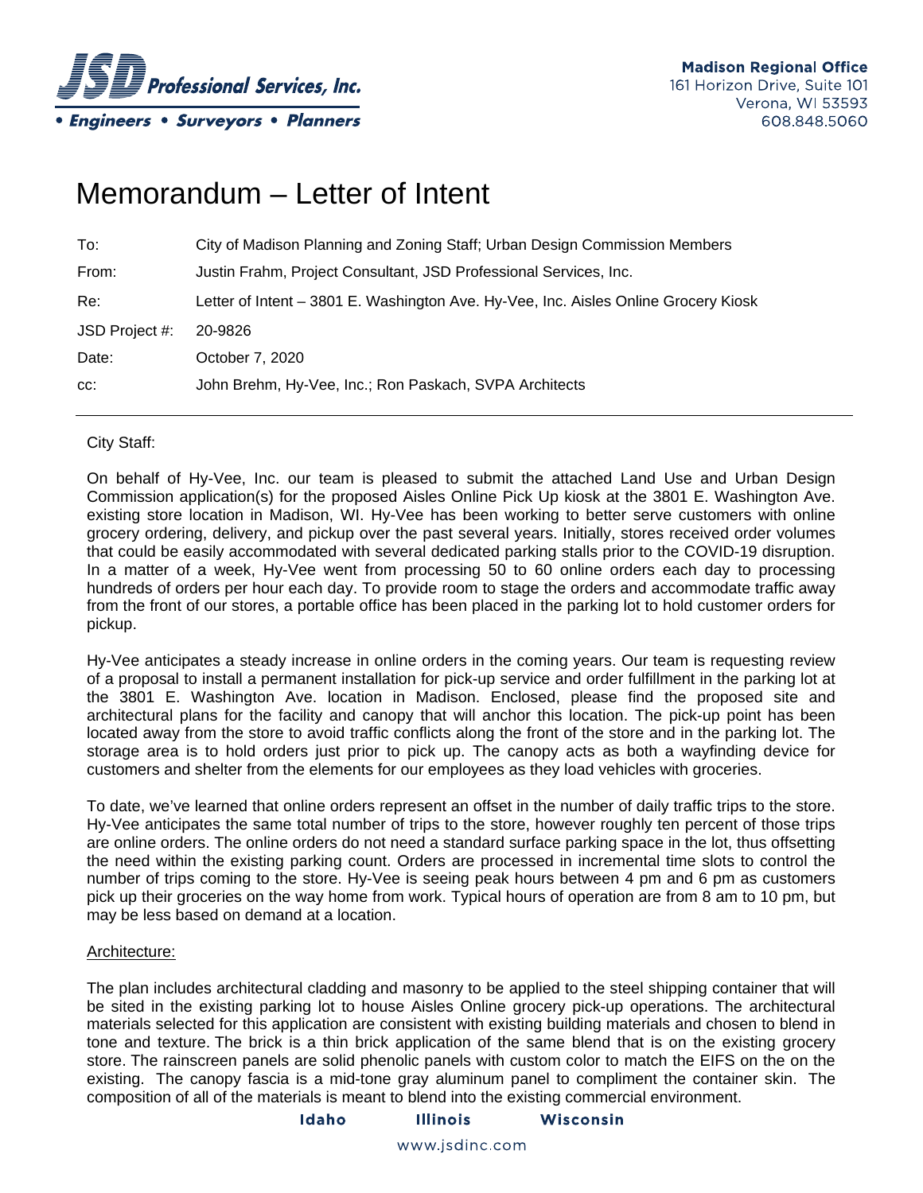**JSD Professional Services, Inc.**
• Engineers • Surveyors • Planners

**Madison Regional Office**
161 Horizon Drive, Suite 101
Verona, WI 53593
608.848.5060

# Memorandum – Letter of Intent

| | |
|---|---|
| To: | City of Madison Planning and Zoning Staff; Urban Design Commission Members |
| From: | Justin Frahm, Project Consultant, JSD Professional Services, Inc. |
| Re: | Letter of Intent – 3801 E. Washington Ave. Hy-Vee, Inc. Aisles Online Grocery Kiosk |
| JSD Project #: | 20-9826 |
| Date: | October 7, 2020 |
| cc: | John Brehm, Hy-Vee, Inc.; Ron Paskach, SVPA Architects |

---

City Staff:

On behalf of Hy-Vee, Inc. our team is pleased to submit the attached Land Use and Urban Design Commission application(s) for the proposed Aisles Online Pick Up kiosk at the 3801 E. Washington Ave. existing store location in Madison, WI. Hy-Vee has been working to better serve customers with online grocery ordering, delivery, and pickup over the past several years. Initially, stores received order volumes that could be easily accommodated with several dedicated parking stalls prior to the COVID-19 disruption. In a matter of a week, Hy-Vee went from processing 50 to 60 online orders each day to processing hundreds of orders per hour each day. To provide room to stage the orders and accommodate traffic away from the front of our stores, a portable office has been placed in the parking lot to hold customer orders for pickup.

Hy-Vee anticipates a steady increase in online orders in the coming years. Our team is requesting review of a proposal to install a permanent installation for pick-up service and order fulfillment in the parking lot at the 3801 E. Washington Ave. location in Madison. Enclosed, please find the proposed site and architectural plans for the facility and canopy that will anchor this location. The pick-up point has been located away from the store to avoid traffic conflicts along the front of the store and in the parking lot. The storage area is to hold orders just prior to pick up. The canopy acts as both a wayfinding device for customers and shelter from the elements for our employees as they load vehicles with groceries.

To date, we've learned that online orders represent an offset in the number of daily traffic trips to the store. Hy-Vee anticipates the same total number of trips to the store, however roughly ten percent of those trips are online orders. The online orders do not need a standard surface parking space in the lot, thus offsetting the need within the existing parking count. Orders are processed in incremental time slots to control the number of trips coming to the store. Hy-Vee is seeing peak hours between 4 pm and 6 pm as customers pick up their groceries on the way home from work. Typical hours of operation are from 8 am to 10 pm, but may be less based on demand at a location.

Architecture:

The plan includes architectural cladding and masonry to be applied to the steel shipping container that will be sited in the existing parking lot to house Aisles Online grocery pick-up operations. The architectural materials selected for this application are consistent with existing building materials and chosen to blend in tone and texture. The brick is a thin brick application of the same blend that is on the existing grocery store. The rainscreen panels are solid phenolic panels with custom color to match the EIFS on the on the existing. The canopy fascia is a mid-tone gray aluminum panel to compliment the container skin. The composition of all of the materials is meant to blend into the existing commercial environment.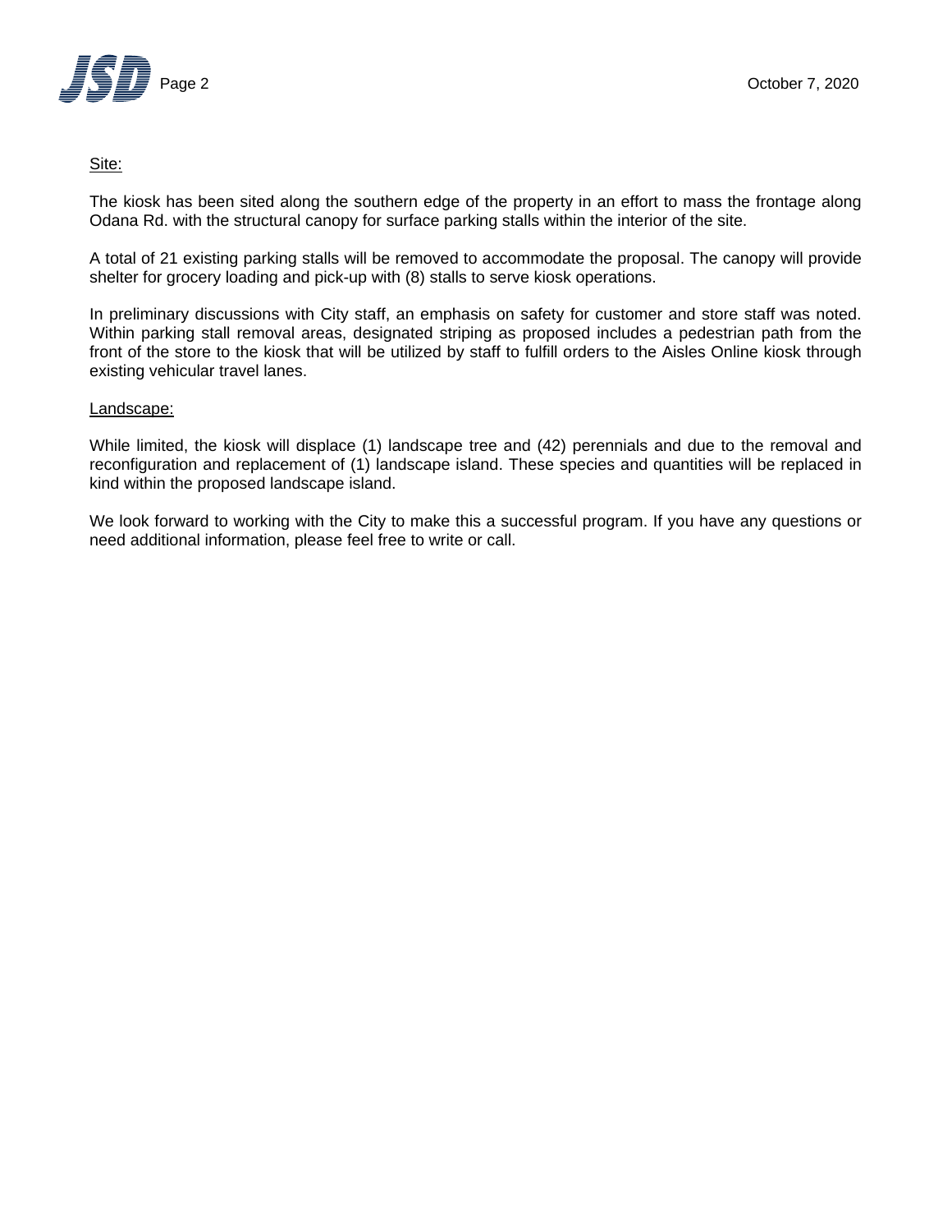Site:

The kiosk has been sited along the southern edge of the property in an effort to mass the frontage along Odana Rd. with the structural canopy for surface parking stalls within the interior of the site.

A total of 21 existing parking stalls will be removed to accommodate the proposal. The canopy will provide shelter for grocery loading and pick-up with (8) stalls to serve kiosk operations.

In preliminary discussions with City staff, an emphasis on safety for customer and store staff was noted. Within parking stall removal areas, designated striping as proposed includes a pedestrian path from the front of the store to the kiosk that will be utilized by staff to fulfill orders to the Aisles Online kiosk through existing vehicular travel lanes.

Landscape:

While limited, the kiosk will displace (1) landscape tree and (42) perennials and due to the removal and reconfiguration and replacement of (1) landscape island. These species and quantities will be replaced in kind within the proposed landscape island.

We look forward to working with the City to make this a successful program. If you have any questions or need additional information, please feel free to write or call.